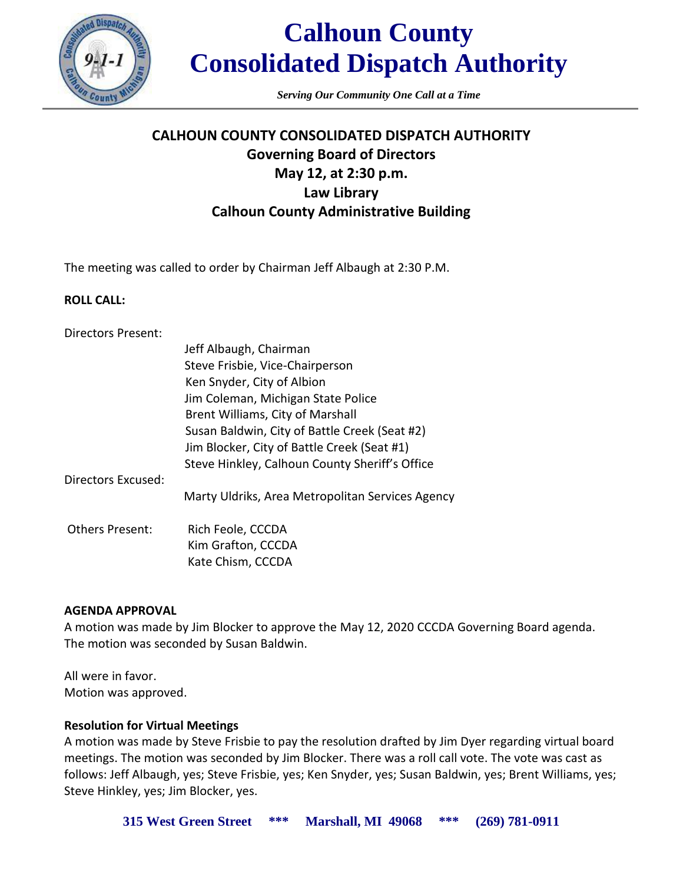# Calhoun County Consolidated Dispatch Authority

*Serving Our Community One Call at a Time*

## CALHOUN COUNTY CONSOLIDATED DISPATCH AUTHORITY
### Governing Board of Directors
### May 12, at 2:30 p.m.
### Law Library
### Calhoun County Administrative Building

The meeting was called to order by Chairman Jeff Albaugh at 2:30 P.M.

**ROLL CALL:**

Directors Present:

- Jeff Albaugh, Chairman
- Steve Frisbie, Vice-Chairperson
- Ken Snyder, City of Albion
- Jim Coleman, Michigan State Police
- Brent Williams, City of Marshall
- Susan Baldwin, City of Battle Creek (Seat #2)
- Jim Blocker, City of Battle Creek (Seat #1)
- Steve Hinkley, Calhoun County Sheriff's Office

Directors Excused:

- Marty Uldriks, Area Metropolitan Services Agency

Others Present:

- Rich Feole, CCCDA
- Kim Grafton, CCCDA
- Kate Chism, CCCDA

**AGENDA APPROVAL**

A motion was made by Jim Blocker to approve the May 12, 2020 CCCDA Governing Board agenda. The motion was seconded by Susan Baldwin.

All were in favor.
Motion was approved.

**Resolution for Virtual Meetings**

A motion was made by Steve Frisbie to pay the resolution drafted by Jim Dyer regarding virtual board meetings. The motion was seconded by Jim Blocker. There was a roll call vote. The vote was cast as follows: Jeff Albaugh, yes; Steve Frisbie, yes; Ken Snyder, yes; Susan Baldwin, yes; Brent Williams, yes; Steve Hinkley, yes; Jim Blocker, yes.

**315 West Green Street \*\*\* Marshall, MI 49068 \*\*\* (269) 781-0911**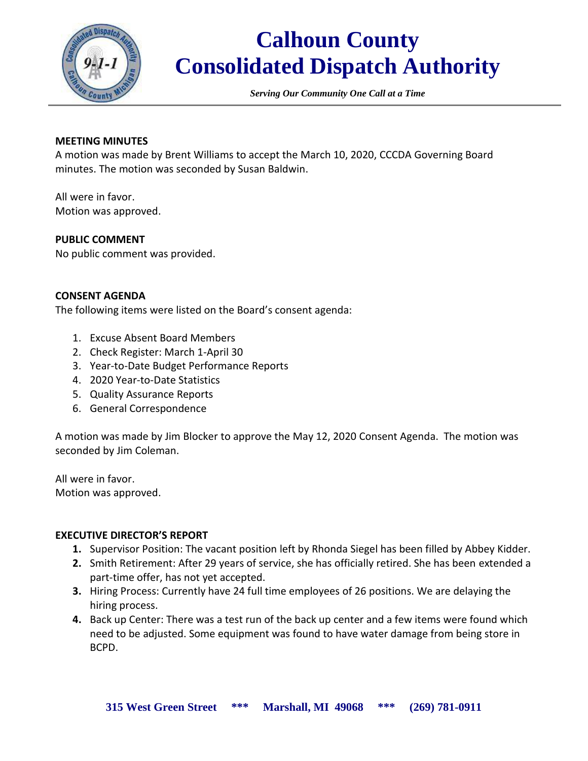**MEETING MINUTES**

A motion was made by Brent Williams to accept the March 10, 2020, CCCDA Governing Board minutes. The motion was seconded by Susan Baldwin.

All were in favor.
Motion was approved.

**PUBLIC COMMENT**

No public comment was provided.

**CONSENT AGENDA**

The following items were listed on the Board's consent agenda:

1. Excuse Absent Board Members
2. Check Register: March 1-April 30
3. Year-to-Date Budget Performance Reports
4. 2020 Year-to-Date Statistics
5. Quality Assurance Reports
6. General Correspondence

A motion was made by Jim Blocker to approve the May 12, 2020 Consent Agenda. The motion was seconded by Jim Coleman.

All were in favor.
Motion was approved.

**EXECUTIVE DIRECTOR'S REPORT**

1. Supervisor Position: The vacant position left by Rhonda Siegel has been filled by Abbey Kidder.
2. Smith Retirement: After 29 years of service, she has officially retired. She has been extended a part-time offer, has not yet accepted.
3. Hiring Process: Currently have 24 full time employees of 26 positions. We are delaying the hiring process.
4. Back up Center: There was a test run of the back up center and a few items were found which need to be adjusted. Some equipment was found to have water damage from being store in BCPD.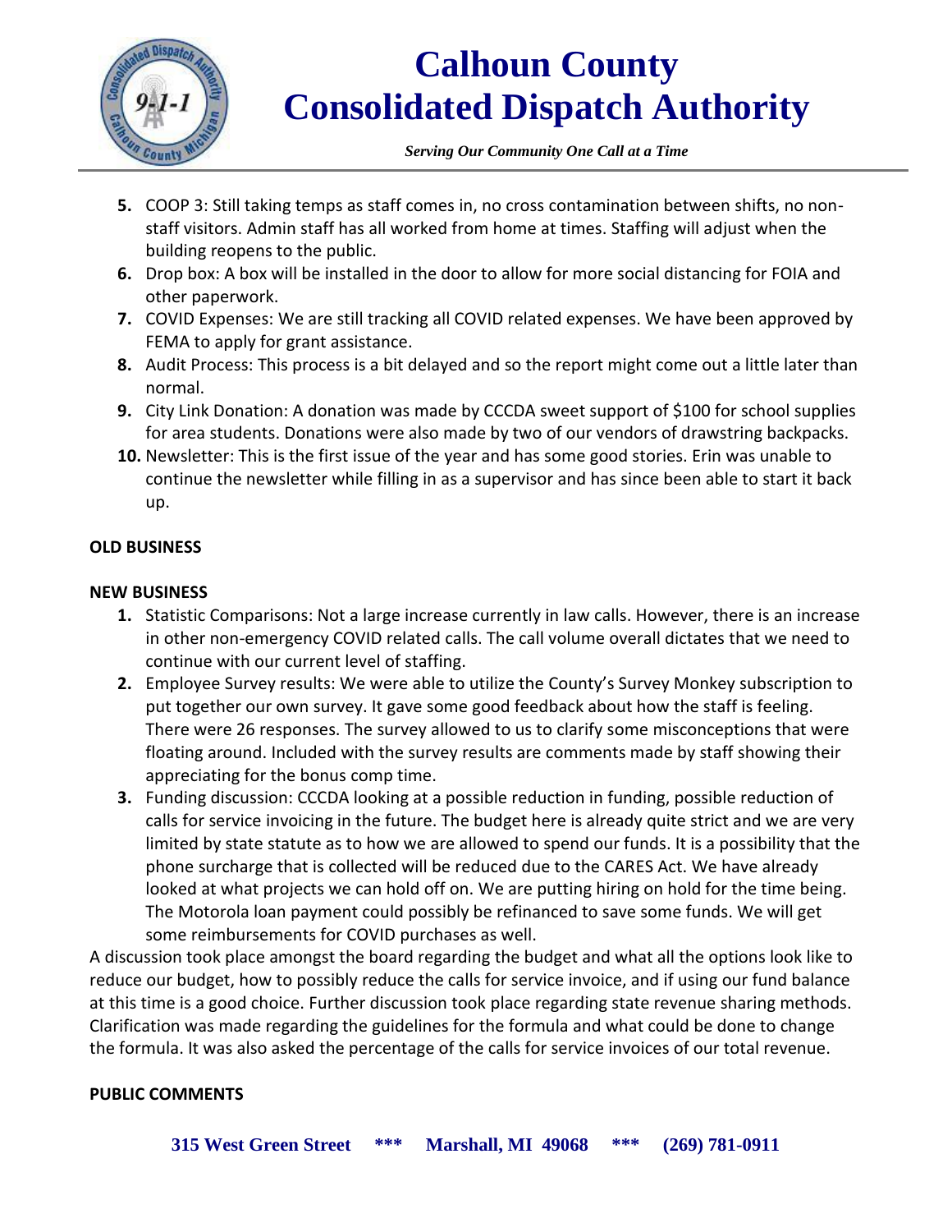5. COOP 3: Still taking temps as staff comes in, no cross contamination between shifts, no non-staff visitors. Admin staff has all worked from home at times. Staffing will adjust when the building reopens to the public.
6. Drop box: A box will be installed in the door to allow for more social distancing for FOIA and other paperwork.
7. COVID Expenses: We are still tracking all COVID related expenses. We have been approved by FEMA to apply for grant assistance.
8. Audit Process: This process is a bit delayed and so the report might come out a little later than normal.
9. City Link Donation: A donation was made by CCCDA sweet support of $100 for school supplies for area students. Donations were also made by two of our vendors of drawstring backpacks.
10. Newsletter: This is the first issue of the year and has some good stories. Erin was unable to continue the newsletter while filling in as a supervisor and has since been able to start it back up.

**OLD BUSINESS**

**NEW BUSINESS**

1. Statistic Comparisons: Not a large increase currently in law calls. However, there is an increase in other non-emergency COVID related calls. The call volume overall dictates that we need to continue with our current level of staffing.
2. Employee Survey results: We were able to utilize the County's Survey Monkey subscription to put together our own survey. It gave some good feedback about how the staff is feeling. There were 26 responses. The survey allowed to us to clarify some misconceptions that were floating around. Included with the survey results are comments made by staff showing their appreciating for the bonus comp time.
3. Funding discussion: CCCDA looking at a possible reduction in funding, possible reduction of calls for service invoicing in the future. The budget here is already quite strict and we are very limited by state statute as to how we are allowed to spend our funds. It is a possibility that the phone surcharge that is collected will be reduced due to the CARES Act. We have already looked at what projects we can hold off on. We are putting hiring on hold for the time being. The Motorola loan payment could possibly be refinanced to save some funds. We will get some reimbursements for COVID purchases as well.

A discussion took place amongst the board regarding the budget and what all the options look like to reduce our budget, how to possibly reduce the calls for service invoice, and if using our fund balance at this time is a good choice. Further discussion took place regarding state revenue sharing methods. Clarification was made regarding the guidelines for the formula and what could be done to change the formula. It was also asked the percentage of the calls for service invoices of our total revenue.

**PUBLIC COMMENTS**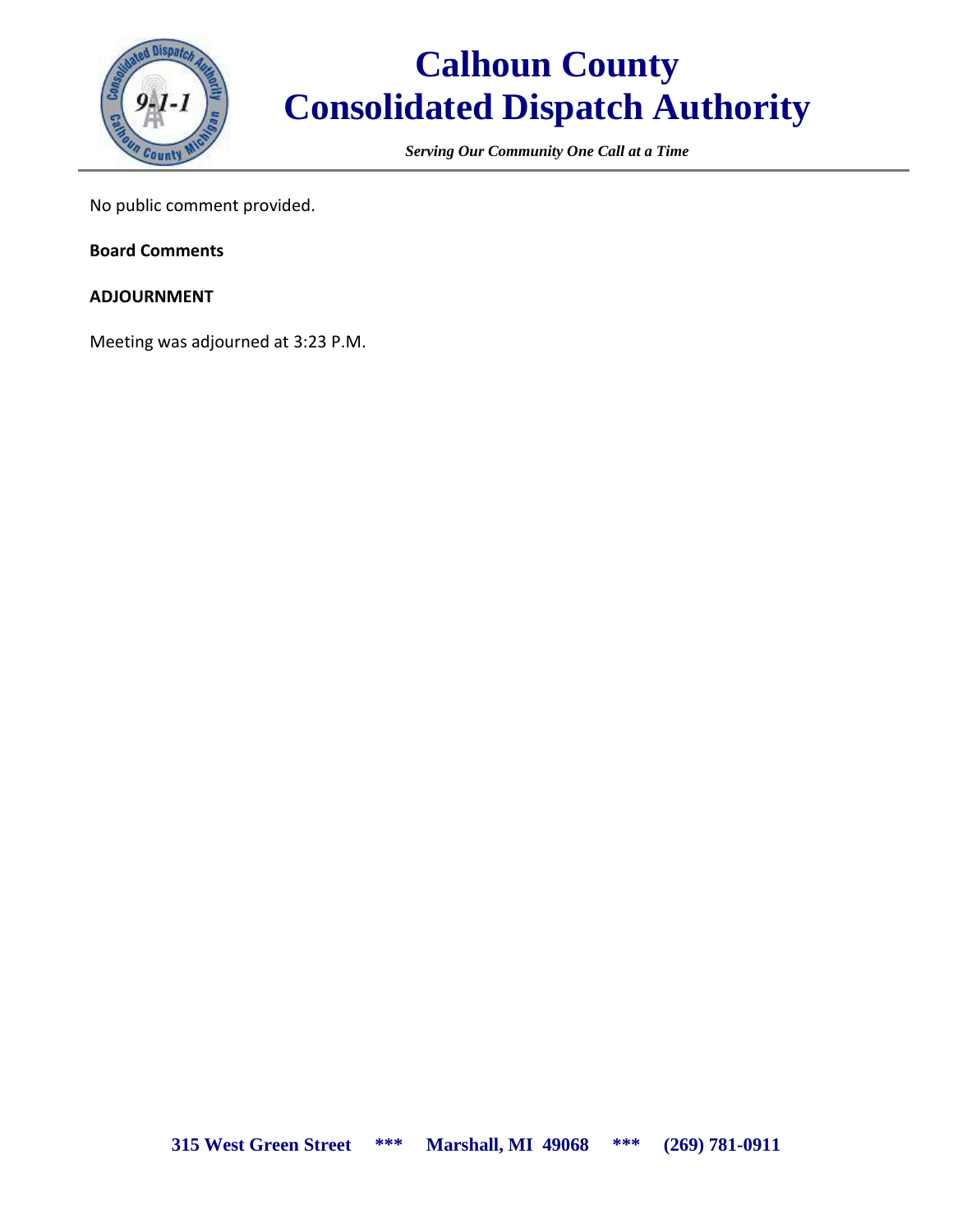No public comment provided.

**Board Comments**

**ADJOURNMENT**

Meeting was adjourned at 3:23 P.M.